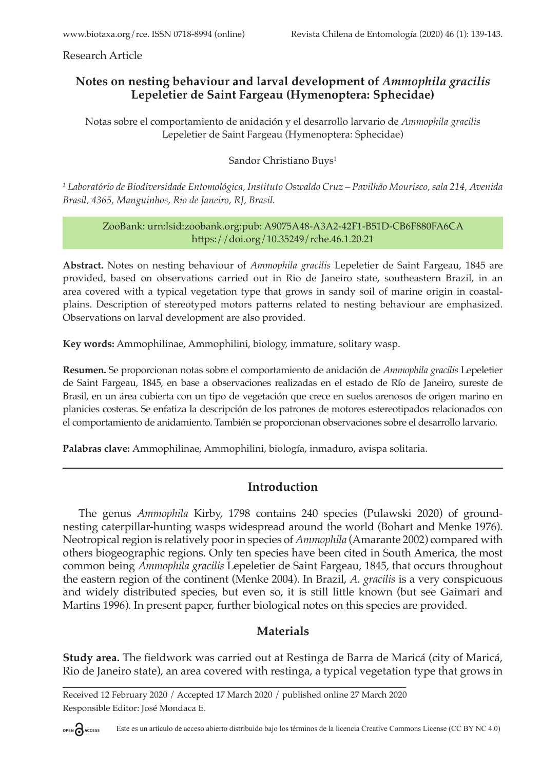Research Article

# Notes on nesting behaviour and larval development of *Ammophila gracilis* Lepeletier de Saint Fargeau (Hymenoptera: Sphecidae)

Notas sobre el comportamiento de anidación y el desarrollo larvario de *Ammophila gracilis* Lepeletier de Saint Fargeau (Hymenoptera: Sphecidae)

Sandor Christiano Buys[1]

[1] *Laboratório de Biodiversidade Entomológica, Instituto Oswaldo Cruz – Pavilhão Mourisco, sala 214, Avenida Brasil, 4365, Manguinhos, Rio de Janeiro, RJ, Brasil.*

ZooBank: urn:lsid:zoobank.org:pub: A9075A48-A3A2-42F1-B51D-CB6F880FA6CA
https://doi.org/10.35249/rche.46.1.20.21

**Abstract.** Notes on nesting behaviour of *Ammophila gracilis* Lepeletier de Saint Fargeau, 1845 are provided, based on observations carried out in Rio de Janeiro state, southeastern Brazil, in an area covered with a typical vegetation type that grows in sandy soil of marine origin in coastal-plains. Description of stereotyped motors patterns related to nesting behaviour are emphasized. Observations on larval development are also provided.

**Key words:** Ammophilinae, Ammophilini, biology, immature, solitary wasp.

**Resumen.** Se proporcionan notas sobre el comportamiento de anidación de *Ammophila gracilis* Lepeletier de Saint Fargeau, 1845, en base a observaciones realizadas en el estado de Río de Janeiro, sureste de Brasil, en un área cubierta con un tipo de vegetación que crece en suelos arenosos de origen marino en planicies costeras. Se enfatiza la descripción de los patrones de motores estereotipados relacionados con el comportamiento de anidamiento. También se proporcionan observaciones sobre el desarrollo larvario.

**Palabras clave:** Ammophilinae, Ammophilini, biología, inmaduro, avispa solitaria.

## Introduction

The genus *Ammophila* Kirby, 1798 contains 240 species (Pulawski 2020) of ground-nesting caterpillar-hunting wasps widespread around the world (Bohart and Menke 1976). Neotropical region is relatively poor in species of *Ammophila* (Amarante 2002) compared with others biogeographic regions. Only ten species have been cited in South America, the most common being *Ammophila gracilis* Lepeletier de Saint Fargeau, 1845, that occurs throughout the eastern region of the continent (Menke 2004). In Brazil, *A. gracilis* is a very conspicuous and widely distributed species, but even so, it is still little known (but see Gaimari and Martins 1996). In present paper, further biological notes on this species are provided.

## Materials

**Study area.** The fieldwork was carried out at Restinga de Barra de Maricá (city of Maricá, Rio de Janeiro state), an area covered with restinga, a typical vegetation type that grows in

Received 12 February 2020 / Accepted 17 March 2020 / published online 27 March 2020
Responsible Editor: José Mondaca E.

Este es un artículo de acceso abierto distribuido bajo los términos de la licencia Creative Commons License (CC BY NC 4.0)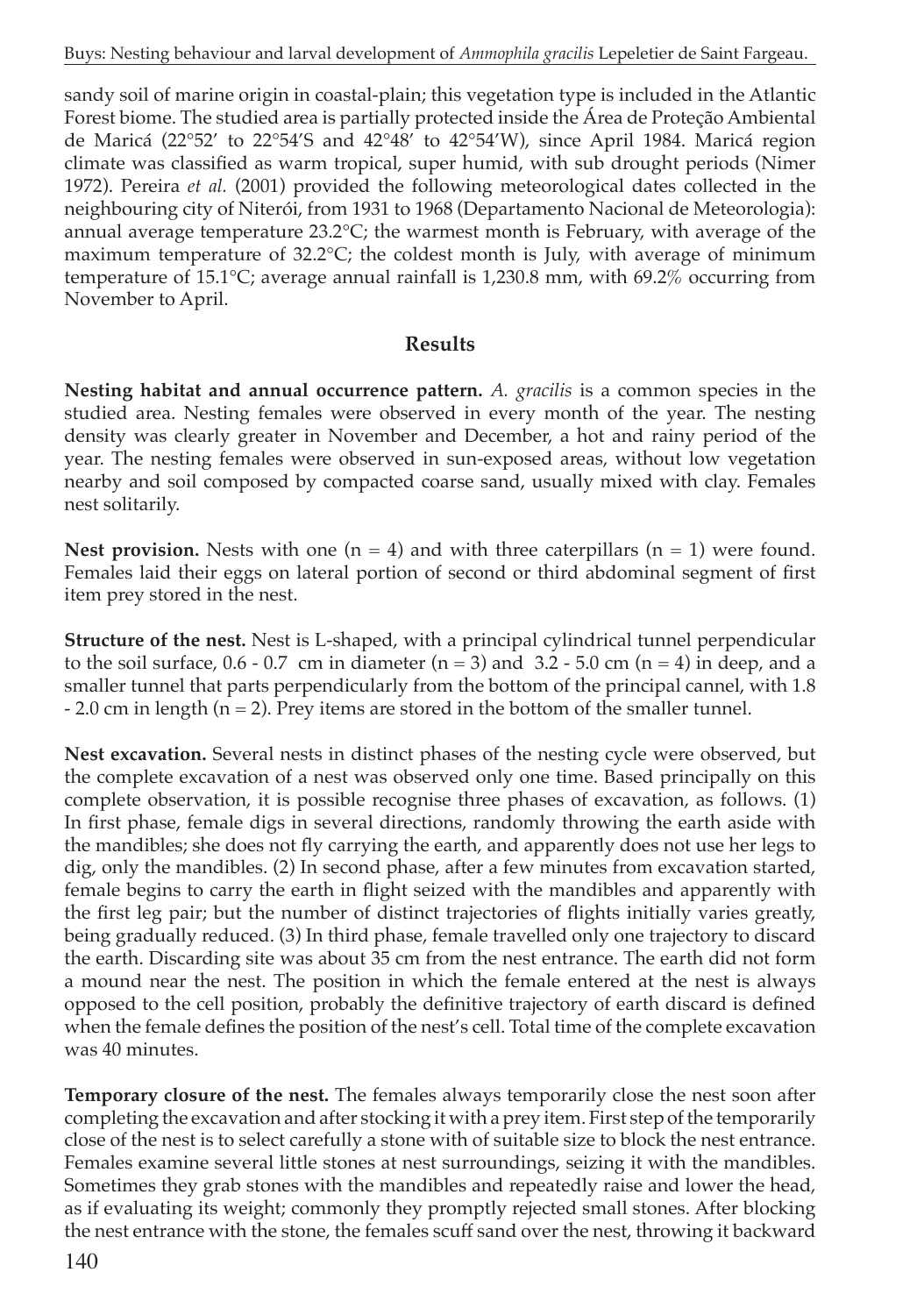sandy soil of marine origin in coastal-plain; this vegetation type is included in the Atlantic Forest biome. The studied area is partially protected inside the Área de Proteção Ambiental de Maricá (22°52′ to 22°54′S and 42°48′ to 42°54′W), since April 1984. Maricá region climate was classified as warm tropical, super humid, with sub drought periods (Nimer 1972). Pereira *et al.* (2001) provided the following meteorological dates collected in the neighbouring city of Niterói, from 1931 to 1968 (Departamento Nacional de Meteorologia): annual average temperature 23.2°C; the warmest month is February, with average of the maximum temperature of 32.2°C; the coldest month is July, with average of minimum temperature of 15.1°C; average annual rainfall is 1,230.8 mm, with 69.2% occurring from November to April.

## Results

**Nesting habitat and annual occurrence pattern.** *A. gracilis* is a common species in the studied area. Nesting females were observed in every month of the year. The nesting density was clearly greater in November and December, a hot and rainy period of the year. The nesting females were observed in sun-exposed areas, without low vegetation nearby and soil composed by compacted coarse sand, usually mixed with clay. Females nest solitarily.

**Nest provision.** Nests with one (n = 4) and with three caterpillars (n = 1) were found. Females laid their eggs on lateral portion of second or third abdominal segment of first item prey stored in the nest.

**Structure of the nest.** Nest is L-shaped, with a principal cylindrical tunnel perpendicular to the soil surface, 0.6 - 0.7 cm in diameter (n = 3) and 3.2 - 5.0 cm (n = 4) in deep, and a smaller tunnel that parts perpendicularly from the bottom of the principal cannel, with 1.8 - 2.0 cm in length (n = 2). Prey items are stored in the bottom of the smaller tunnel.

**Nest excavation.** Several nests in distinct phases of the nesting cycle were observed, but the complete excavation of a nest was observed only one time. Based principally on this complete observation, it is possible recognise three phases of excavation, as follows. (1) In first phase, female digs in several directions, randomly throwing the earth aside with the mandibles; she does not fly carrying the earth, and apparently does not use her legs to dig, only the mandibles. (2) In second phase, after a few minutes from excavation started, female begins to carry the earth in flight seized with the mandibles and apparently with the first leg pair; but the number of distinct trajectories of flights initially varies greatly, being gradually reduced. (3) In third phase, female travelled only one trajectory to discard the earth. Discarding site was about 35 cm from the nest entrance. The earth did not form a mound near the nest. The position in which the female entered at the nest is always opposed to the cell position, probably the definitive trajectory of earth discard is defined when the female defines the position of the nest's cell. Total time of the complete excavation was 40 minutes.

**Temporary closure of the nest.** The females always temporarily close the nest soon after completing the excavation and after stocking it with a prey item. First step of the temporarily close of the nest is to select carefully a stone with of suitable size to block the nest entrance. Females examine several little stones at nest surroundings, seizing it with the mandibles. Sometimes they grab stones with the mandibles and repeatedly raise and lower the head, as if evaluating its weight; commonly they promptly rejected small stones. After blocking the nest entrance with the stone, the females scuff sand over the nest, throwing it backward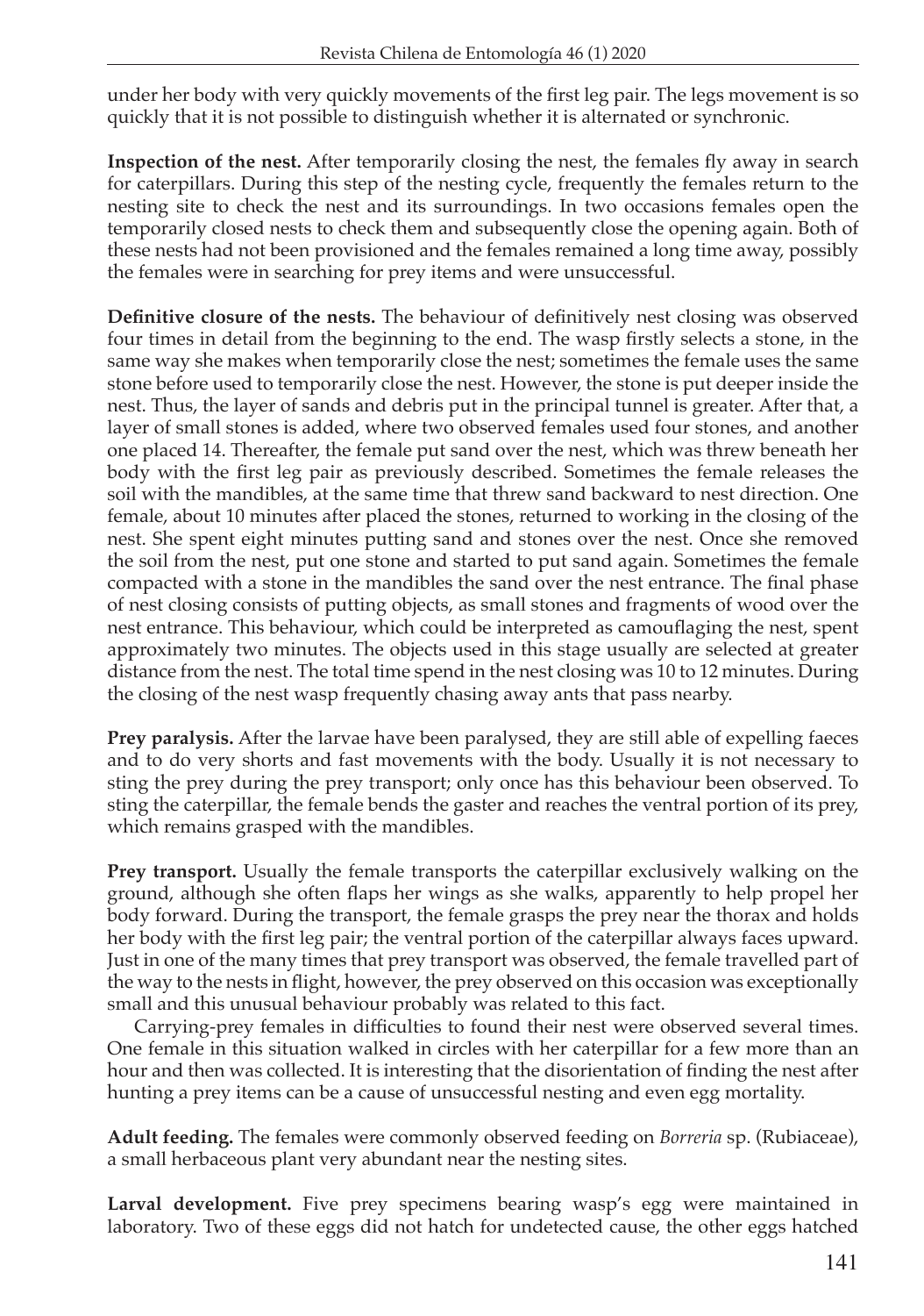under her body with very quickly movements of the first leg pair. The legs movement is so quickly that it is not possible to distinguish whether it is alternated or synchronic.

**Inspection of the nest.** After temporarily closing the nest, the females fly away in search for caterpillars. During this step of the nesting cycle, frequently the females return to the nesting site to check the nest and its surroundings. In two occasions females open the temporarily closed nests to check them and subsequently close the opening again. Both of these nests had not been provisioned and the females remained a long time away, possibly the females were in searching for prey items and were unsuccessful.

**Definitive closure of the nests.** The behaviour of definitively nest closing was observed four times in detail from the beginning to the end. The wasp firstly selects a stone, in the same way she makes when temporarily close the nest; sometimes the female uses the same stone before used to temporarily close the nest. However, the stone is put deeper inside the nest. Thus, the layer of sands and debris put in the principal tunnel is greater. After that, a layer of small stones is added, where two observed females used four stones, and another one placed 14. Thereafter, the female put sand over the nest, which was threw beneath her body with the first leg pair as previously described. Sometimes the female releases the soil with the mandibles, at the same time that threw sand backward to nest direction. One female, about 10 minutes after placed the stones, returned to working in the closing of the nest. She spent eight minutes putting sand and stones over the nest. Once she removed the soil from the nest, put one stone and started to put sand again. Sometimes the female compacted with a stone in the mandibles the sand over the nest entrance. The final phase of nest closing consists of putting objects, as small stones and fragments of wood over the nest entrance. This behaviour, which could be interpreted as camouflaging the nest, spent approximately two minutes. The objects used in this stage usually are selected at greater distance from the nest. The total time spend in the nest closing was 10 to 12 minutes. During the closing of the nest wasp frequently chasing away ants that pass nearby.

**Prey paralysis.** After the larvae have been paralysed, they are still able of expelling faeces and to do very shorts and fast movements with the body. Usually it is not necessary to sting the prey during the prey transport; only once has this behaviour been observed. To sting the caterpillar, the female bends the gaster and reaches the ventral portion of its prey, which remains grasped with the mandibles.

**Prey transport.** Usually the female transports the caterpillar exclusively walking on the ground, although she often flaps her wings as she walks, apparently to help propel her body forward. During the transport, the female grasps the prey near the thorax and holds her body with the first leg pair; the ventral portion of the caterpillar always faces upward. Just in one of the many times that prey transport was observed, the female travelled part of the way to the nests in flight, however, the prey observed on this occasion was exceptionally small and this unusual behaviour probably was related to this fact.

Carrying-prey females in difficulties to found their nest were observed several times. One female in this situation walked in circles with her caterpillar for a few more than an hour and then was collected. It is interesting that the disorientation of finding the nest after hunting a prey items can be a cause of unsuccessful nesting and even egg mortality.

**Adult feeding.** The females were commonly observed feeding on *Borreria* sp. (Rubiaceae), a small herbaceous plant very abundant near the nesting sites.

**Larval development.** Five prey specimens bearing wasp's egg were maintained in laboratory. Two of these eggs did not hatch for undetected cause, the other eggs hatched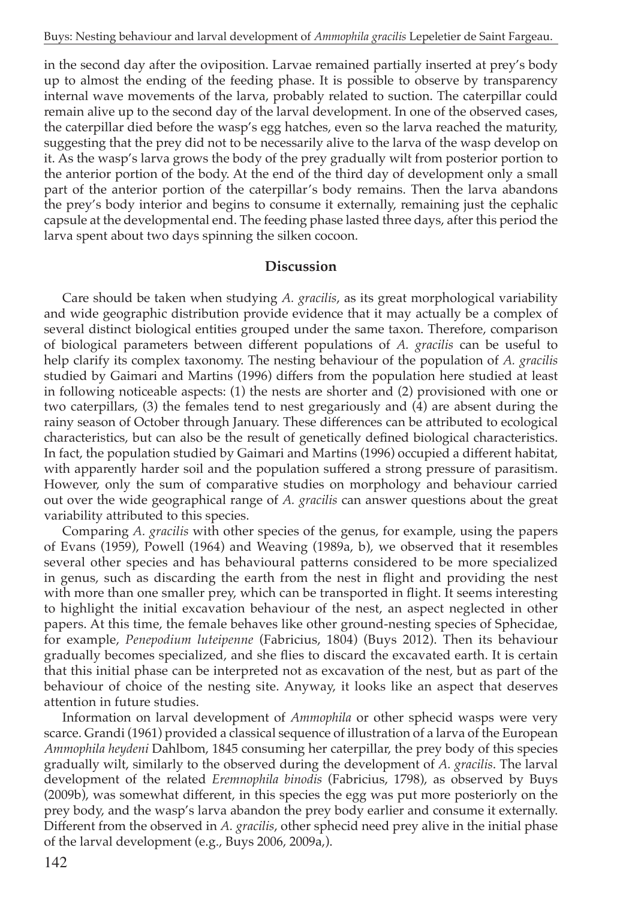in the second day after the oviposition. Larvae remained partially inserted at prey's body up to almost the ending of the feeding phase. It is possible to observe by transparency internal wave movements of the larva, probably related to suction. The caterpillar could remain alive up to the second day of the larval development. In one of the observed cases, the caterpillar died before the wasp's egg hatches, even so the larva reached the maturity, suggesting that the prey did not to be necessarily alive to the larva of the wasp develop on it. As the wasp's larva grows the body of the prey gradually wilt from posterior portion to the anterior portion of the body. At the end of the third day of development only a small part of the anterior portion of the caterpillar's body remains. Then the larva abandons the prey's body interior and begins to consume it externally, remaining just the cephalic capsule at the developmental end. The feeding phase lasted three days, after this period the larva spent about two days spinning the silken cocoon.

## Discussion

Care should be taken when studying *A. gracilis*, as its great morphological variability and wide geographic distribution provide evidence that it may actually be a complex of several distinct biological entities grouped under the same taxon. Therefore, comparison of biological parameters between different populations of *A. gracilis* can be useful to help clarify its complex taxonomy. The nesting behaviour of the population of *A. gracilis* studied by Gaimari and Martins (1996) differs from the population here studied at least in following noticeable aspects: (1) the nests are shorter and (2) provisioned with one or two caterpillars, (3) the females tend to nest gregariously and (4) are absent during the rainy season of October through January. These differences can be attributed to ecological characteristics, but can also be the result of genetically defined biological characteristics. In fact, the population studied by Gaimari and Martins (1996) occupied a different habitat, with apparently harder soil and the population suffered a strong pressure of parasitism. However, only the sum of comparative studies on morphology and behaviour carried out over the wide geographical range of *A. gracilis* can answer questions about the great variability attributed to this species.

Comparing *A. gracilis* with other species of the genus, for example, using the papers of Evans (1959), Powell (1964) and Weaving (1989a, b), we observed that it resembles several other species and has behavioural patterns considered to be more specialized in genus, such as discarding the earth from the nest in flight and providing the nest with more than one smaller prey, which can be transported in flight. It seems interesting to highlight the initial excavation behaviour of the nest, an aspect neglected in other papers. At this time, the female behaves like other ground-nesting species of Sphecidae, for example, *Penepodium luteipenne* (Fabricius, 1804) (Buys 2012). Then its behaviour gradually becomes specialized, and she flies to discard the excavated earth. It is certain that this initial phase can be interpreted not as excavation of the nest, but as part of the behaviour of choice of the nesting site. Anyway, it looks like an aspect that deserves attention in future studies.

Information on larval development of *Ammophila* or other sphecid wasps were very scarce. Grandi (1961) provided a classical sequence of illustration of a larva of the European *Ammophila heydeni* Dahlbom, 1845 consuming her caterpillar, the prey body of this species gradually wilt, similarly to the observed during the development of *A. gracilis*. The larval development of the related *Eremnophila binodis* (Fabricius, 1798), as observed by Buys (2009b), was somewhat different, in this species the egg was put more posteriorly on the prey body, and the wasp's larva abandon the prey body earlier and consume it externally. Different from the observed in *A. gracilis*, other sphecid need prey alive in the initial phase of the larval development (e.g., Buys 2006, 2009a,).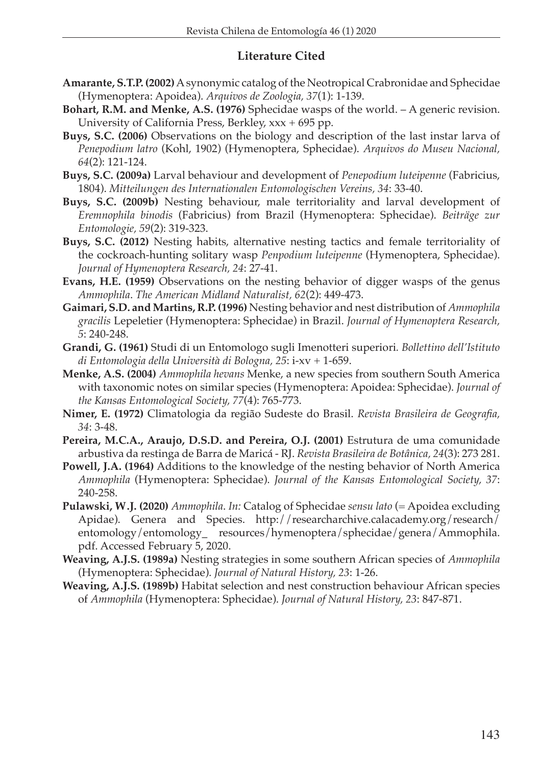## Literature Cited

**Amarante, S.T.P. (2002)** A synonymic catalog of the Neotropical Crabronidae and Sphecidae (Hymenoptera: Apoidea). *Arquivos de Zoologia, 37*(1): 1-139.

**Bohart, R.M. and Menke, A.S. (1976)** Sphecidae wasps of the world. – A generic revision. University of California Press, Berkley, xxx + 695 pp.

**Buys, S.C. (2006)** Observations on the biology and description of the last instar larva of *Penepodium latro* (Kohl, 1902) (Hymenoptera, Sphecidae). *Arquivos do Museu Nacional, 64*(2): 121-124.

**Buys, S.C. (2009a)** Larval behaviour and development of *Penepodium luteipenne* (Fabricius, 1804). *Mitteilungen des Internationalen Entomologischen Vereins, 34*: 33-40.

**Buys, S.C. (2009b)** Nesting behaviour, male territoriality and larval development of *Eremnophila binodis* (Fabricius) from Brazil (Hymenoptera: Sphecidae). *Beiträge zur Entomologie, 59*(2): 319-323.

**Buys, S.C. (2012)** Nesting habits, alternative nesting tactics and female territoriality of the cockroach-hunting solitary wasp *Penpodium luteipenne* (Hymenoptera, Sphecidae). *Journal of Hymenoptera Research, 24*: 27-41.

**Evans, H.E. (1959)** Observations on the nesting behavior of digger wasps of the genus *Ammophila*. *The American Midland Naturalist, 62*(2): 449-473.

**Gaimari, S.D. and Martins, R.P. (1996)** Nesting behavior and nest distribution of *Ammophila gracilis* Lepeletier (Hymenoptera: Sphecidae) in Brazil. *Journal of Hymenoptera Research, 5*: 240-248.

**Grandi, G. (1961)** Studi di un Entomologo sugli Imenotteri superiori. *Bollettino dell'Istituto di Entomologia della Università di Bologna, 25*: i-xv + 1-659.

**Menke, A.S. (2004)** *Ammophila hevans* Menke, a new species from southern South America with taxonomic notes on similar species (Hymenoptera: Apoidea: Sphecidae). *Journal of the Kansas Entomological Society, 77*(4): 765-773.

**Nimer, E. (1972)** Climatologia da região Sudeste do Brasil. *Revista Brasileira de Geografia, 34*: 3-48.

**Pereira, M.C.A., Araujo, D.S.D. and Pereira, O.J. (2001)** Estrutura de uma comunidade arbustiva da restinga de Barra de Maricá - RJ. *Revista Brasileira de Botânica, 24*(3): 273 281.

**Powell, J.A. (1964)** Additions to the knowledge of the nesting behavior of North America *Ammophila* (Hymenoptera: Sphecidae). *Journal of the Kansas Entomological Society, 37*: 240-258.

**Pulawski, W.J. (2020)** *Ammophila*. *In:* Catalog of Sphecidae *sensu lato* (= Apoidea excluding Apidae). Genera and Species. http://researcharchive.calacademy.org/research/entomology/entomology_ resources/hymenoptera/sphecidae/genera/Ammophila.pdf. Accessed February 5, 2020.

**Weaving, A.J.S. (1989a)** Nesting strategies in some southern African species of *Ammophila* (Hymenoptera: Sphecidae). *Journal of Natural History, 23*: 1-26.

**Weaving, A.J.S. (1989b)** Habitat selection and nest construction behaviour African species of *Ammophila* (Hymenoptera: Sphecidae). *Journal of Natural History, 23*: 847-871.